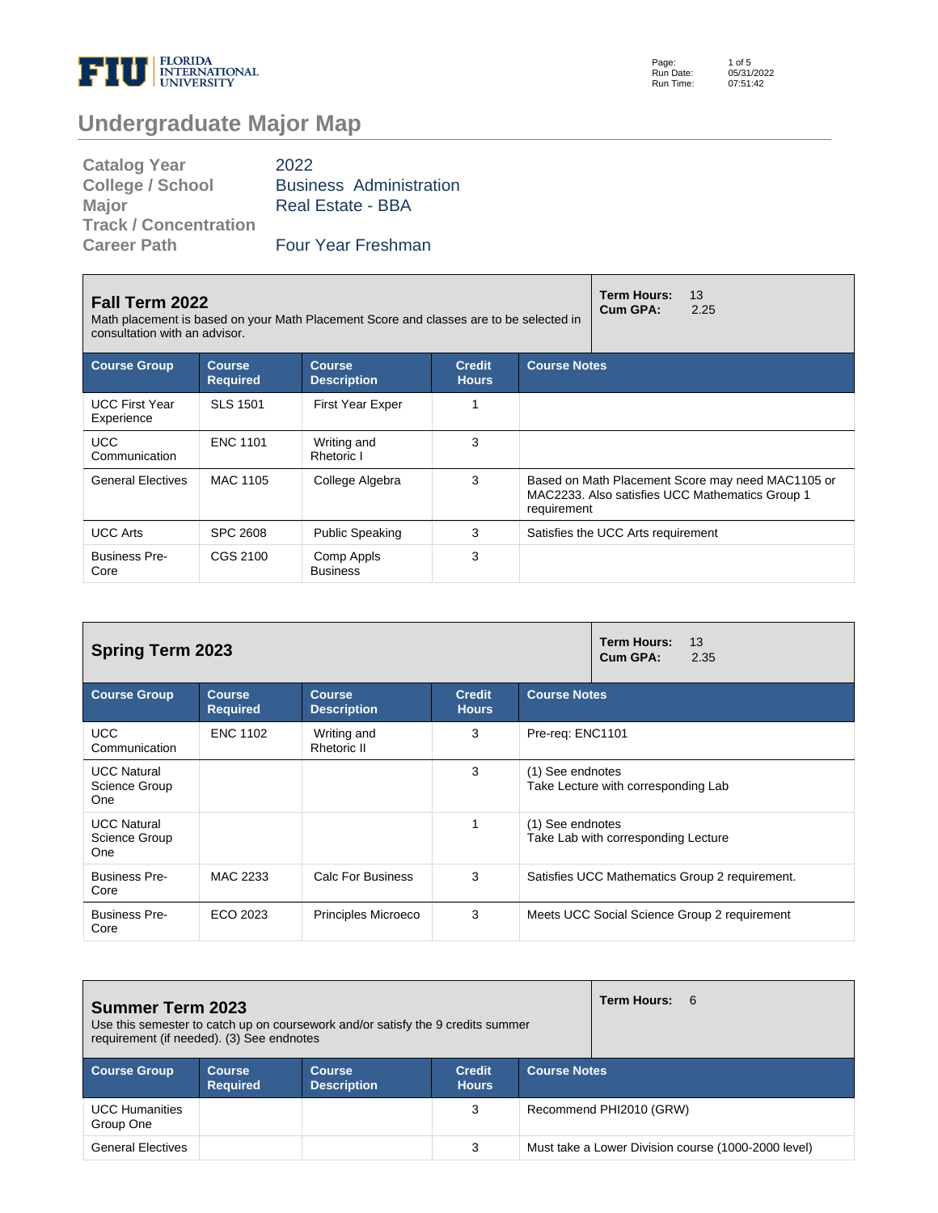# Undergraduate Major Map

| | |
|---|---|
| **Catalog Year** | 2022 |
| **College / School** | Business Administration |
| **Major** | Real Estate - BBA |
| **Track / Concentration** | |
| **Career Path** | Four Year Freshman |

## Fall Term 2022

Math placement is based on your Math Placement Score and classes are to be selected in consultation with an advisor.

**Term Hours:** 13
**Cum GPA:** 2.25

| Course Group | Course Required | Course Description | Credit Hours | Course Notes |
|---|---|---|---|---|
| UCC First Year Experience | SLS 1501 | First Year Exper | 1 | |
| UCC Communication | ENC 1101 | Writing and Rhetoric I | 3 | |
| General Electives | MAC 1105 | College Algebra | 3 | Based on Math Placement Score may need MAC1105 or MAC2233. Also satisfies UCC Mathematics Group 1 requirement |
| UCC Arts | SPC 2608 | Public Speaking | 3 | Satisfies the UCC Arts requirement |
| Business Pre-Core | CGS 2100 | Comp Appls Business | 3 | |

## Spring Term 2023

**Term Hours:** 13
**Cum GPA:** 2.35

| Course Group | Course Required | Course Description | Credit Hours | Course Notes |
|---|---|---|---|---|
| UCC Communication | ENC 1102 | Writing and Rhetoric II | 3 | Pre-req: ENC1101 |
| UCC Natural Science Group One | | | 3 | (1) See endnotes<br>Take Lecture with corresponding Lab |
| UCC Natural Science Group One | | | 1 | (1) See endnotes<br>Take Lab with corresponding Lecture |
| Business Pre-Core | MAC 2233 | Calc For Business | 3 | Satisfies UCC Mathematics Group 2 requirement. |
| Business Pre-Core | ECO 2023 | Principles Microeco | 3 | Meets UCC Social Science Group 2 requirement |

## Summer Term 2023

Use this semester to catch up on coursework and/or satisfy the 9 credits summer requirement (if needed). (3) See endnotes

**Term Hours:** 6

| Course Group | Course Required | Course Description | Credit Hours | Course Notes |
|---|---|---|---|---|
| UCC Humanities Group One | | | 3 | Recommend PHI2010 (GRW) |
| General Electives | | | 3 | Must take a Lower Division course (1000-2000 level) |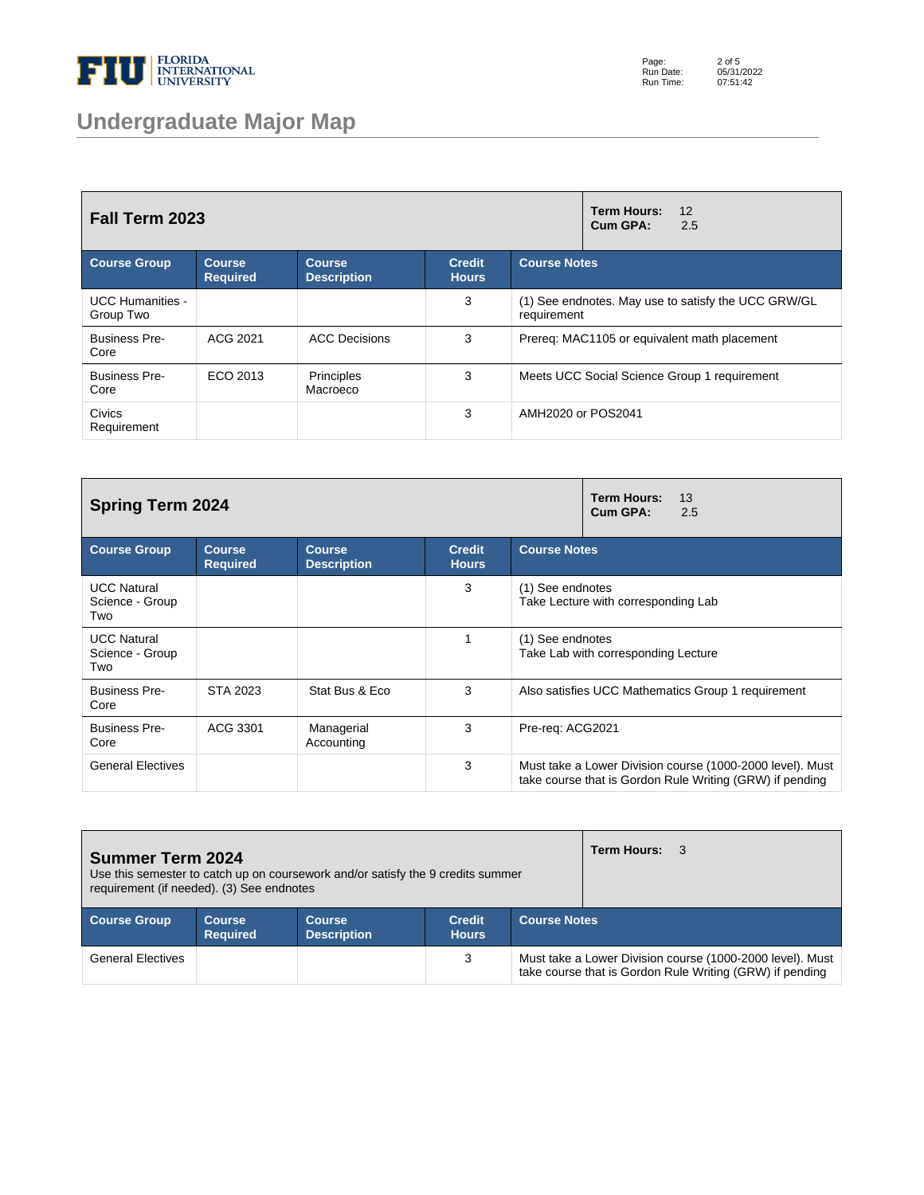# Undergraduate Major Map

## Fall Term 2023

**Term Hours:** 12
**Cum GPA:** 2.5

| Course Group | Course Required | Course Description | Credit Hours | Course Notes |
|---|---|---|---|---|
| UCC Humanities - Group Two | | | 3 | (1) See endnotes. May use to satisfy the UCC GRW/GL requirement |
| Business Pre-Core | ACG 2021 | ACC Decisions | 3 | Prereq: MAC1105 or equivalent math placement |
| Business Pre-Core | ECO 2013 | Principles Macroeco | 3 | Meets UCC Social Science Group 1 requirement |
| Civics Requirement | | | 3 | AMH2020 or POS2041 |

## Spring Term 2024

**Term Hours:** 13
**Cum GPA:** 2.5

| Course Group | Course Required | Course Description | Credit Hours | Course Notes |
|---|---|---|---|---|
| UCC Natural Science - Group Two | | | 3 | (1) See endnotes<br>Take Lecture with corresponding Lab |
| UCC Natural Science - Group Two | | | 1 | (1) See endnotes<br>Take Lab with corresponding Lecture |
| Business Pre-Core | STA 2023 | Stat Bus & Eco | 3 | Also satisfies UCC Mathematics Group 1 requirement |
| Business Pre-Core | ACG 3301 | Managerial Accounting | 3 | Pre-req: ACG2021 |
| General Electives | | | 3 | Must take a Lower Division course (1000-2000 level). Must take course that is Gordon Rule Writing (GRW) if pending |

## Summer Term 2024

Use this semester to catch up on coursework and/or satisfy the 9 credits summer requirement (if needed). (3) See endnotes

**Term Hours:** 3

| Course Group | Course Required | Course Description | Credit Hours | Course Notes |
|---|---|---|---|---|
| General Electives | | | 3 | Must take a Lower Division course (1000-2000 level). Must take course that is Gordon Rule Writing (GRW) if pending |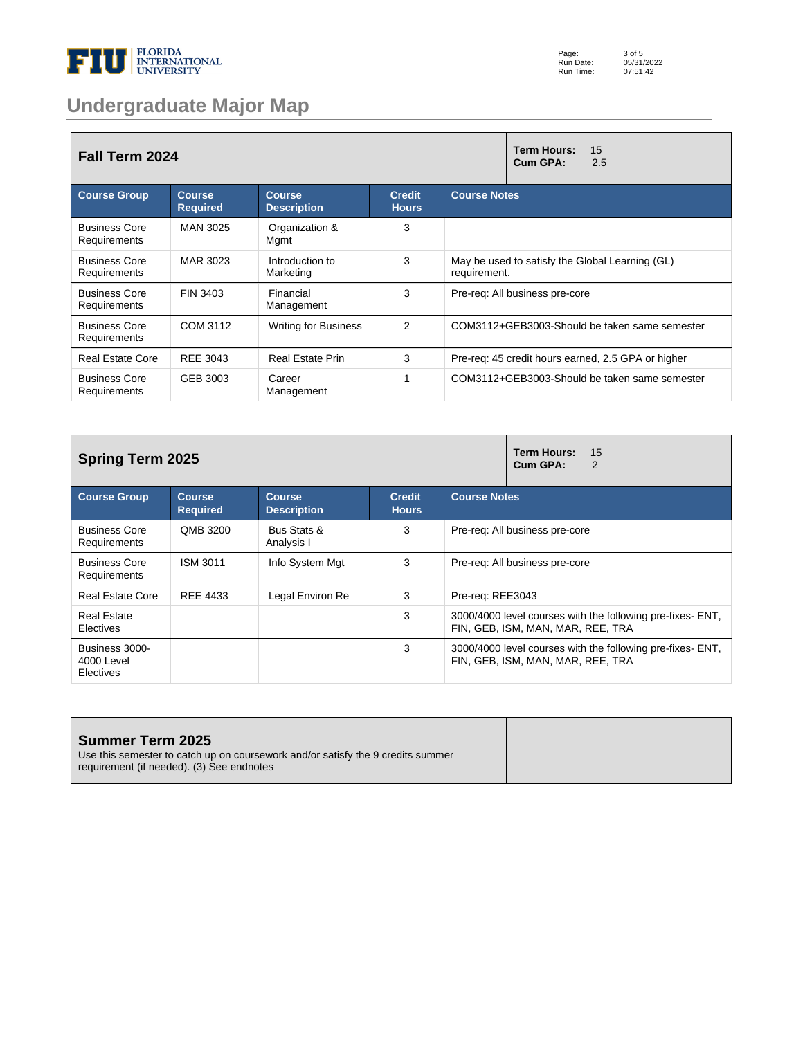# Undergraduate Major Map

## Fall Term 2024

**Term Hours:** 15
**Cum GPA:** 2.5

| Course Group | Course Required | Course Description | Credit Hours | Course Notes |
|---|---|---|---|---|
| Business Core Requirements | MAN 3025 | Organization & Mgmt | 3 | |
| Business Core Requirements | MAR 3023 | Introduction to Marketing | 3 | May be used to satisfy the Global Learning (GL) requirement. |
| Business Core Requirements | FIN 3403 | Financial Management | 3 | Pre-req: All business pre-core |
| Business Core Requirements | COM 3112 | Writing for Business | 2 | COM3112+GEB3003-Should be taken same semester |
| Real Estate Core | REE 3043 | Real Estate Prin | 3 | Pre-req: 45 credit hours earned, 2.5 GPA or higher |
| Business Core Requirements | GEB 3003 | Career Management | 1 | COM3112+GEB3003-Should be taken same semester |

## Spring Term 2025

**Term Hours:** 15
**Cum GPA:** 2

| Course Group | Course Required | Course Description | Credit Hours | Course Notes |
|---|---|---|---|---|
| Business Core Requirements | QMB 3200 | Bus Stats & Analysis I | 3 | Pre-req: All business pre-core |
| Business Core Requirements | ISM 3011 | Info System Mgt | 3 | Pre-req: All business pre-core |
| Real Estate Core | REE 4433 | Legal Environ Re | 3 | Pre-req: REE3043 |
| Real Estate Electives | | | 3 | 3000/4000 level courses with the following pre-fixes- ENT, FIN, GEB, ISM, MAN, MAR, REE, TRA |
| Business 3000-4000 Level Electives | | | 3 | 3000/4000 level courses with the following pre-fixes- ENT, FIN, GEB, ISM, MAN, MAR, REE, TRA |

## Summer Term 2025

Use this semester to catch up on coursework and/or satisfy the 9 credits summer requirement (if needed). (3) See endnotes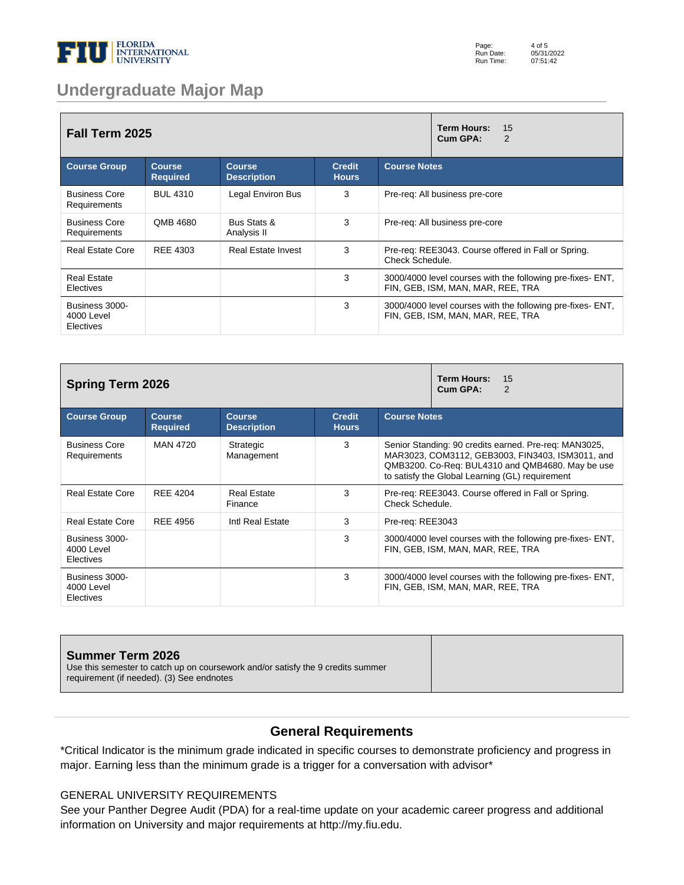# Undergraduate Major Map

## Fall Term 2025

**Term Hours:** 15
**Cum GPA:** 2

| Course Group | Course Required | Course Description | Credit Hours | Course Notes |
|---|---|---|---|---|
| Business Core Requirements | BUL 4310 | Legal Environ Bus | 3 | Pre-req: All business pre-core |
| Business Core Requirements | QMB 4680 | Bus Stats & Analysis II | 3 | Pre-req: All business pre-core |
| Real Estate Core | REE 4303 | Real Estate Invest | 3 | Pre-req: REE3043. Course offered in Fall or Spring. Check Schedule. |
| Real Estate Electives | | | 3 | 3000/4000 level courses with the following pre-fixes- ENT, FIN, GEB, ISM, MAN, MAR, REE, TRA |
| Business 3000-4000 Level Electives | | | 3 | 3000/4000 level courses with the following pre-fixes- ENT, FIN, GEB, ISM, MAN, MAR, REE, TRA |

## Spring Term 2026

**Term Hours:** 15
**Cum GPA:** 2

| Course Group | Course Required | Course Description | Credit Hours | Course Notes |
|---|---|---|---|---|
| Business Core Requirements | MAN 4720 | Strategic Management | 3 | Senior Standing: 90 credits earned. Pre-req: MAN3025, MAR3023, COM3112, GEB3003, FIN3403, ISM3011, and QMB3200. Co-Req: BUL4310 and QMB4680. May be use to satisfy the Global Learning (GL) requirement |
| Real Estate Core | REE 4204 | Real Estate Finance | 3 | Pre-req: REE3043. Course offered in Fall or Spring. Check Schedule. |
| Real Estate Core | REE 4956 | Intl Real Estate | 3 | Pre-req: REE3043 |
| Business 3000-4000 Level Electives | | | 3 | 3000/4000 level courses with the following pre-fixes- ENT, FIN, GEB, ISM, MAN, MAR, REE, TRA |
| Business 3000-4000 Level Electives | | | 3 | 3000/4000 level courses with the following pre-fixes- ENT, FIN, GEB, ISM, MAN, MAR, REE, TRA |

## Summer Term 2026

Use this semester to catch up on coursework and/or satisfy the 9 credits summer requirement (if needed). (3) See endnotes

## General Requirements

*Critical Indicator is the minimum grade indicated in specific courses to demonstrate proficiency and progress in major. Earning less than the minimum grade is a trigger for a conversation with advisor*

GENERAL UNIVERSITY REQUIREMENTS

See your Panther Degree Audit (PDA) for a real-time update on your academic career progress and additional information on University and major requirements at http://my.fiu.edu.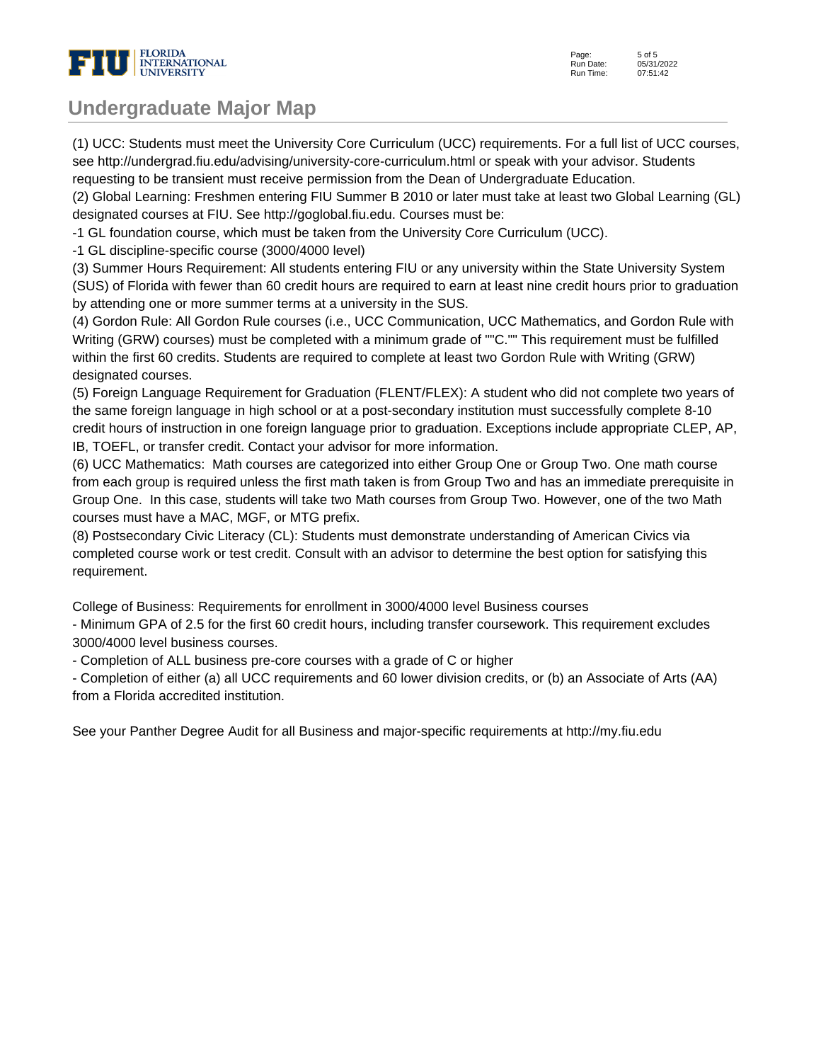# Undergraduate Major Map

(1) UCC: Students must meet the University Core Curriculum (UCC) requirements. For a full list of UCC courses, see http://undergrad.fiu.edu/advising/university-core-curriculum.html or speak with your advisor. Students requesting to be transient must receive permission from the Dean of Undergraduate Education.

(2) Global Learning: Freshmen entering FIU Summer B 2010 or later must take at least two Global Learning (GL) designated courses at FIU. See http://goglobal.fiu.edu. Courses must be:

-1 GL foundation course, which must be taken from the University Core Curriculum (UCC).

-1 GL discipline-specific course (3000/4000 level)

(3) Summer Hours Requirement: All students entering FIU or any university within the State University System (SUS) of Florida with fewer than 60 credit hours are required to earn at least nine credit hours prior to graduation by attending one or more summer terms at a university in the SUS.

(4) Gordon Rule: All Gordon Rule courses (i.e., UCC Communication, UCC Mathematics, and Gordon Rule with Writing (GRW) courses) must be completed with a minimum grade of ""C."" This requirement must be fulfilled within the first 60 credits. Students are required to complete at least two Gordon Rule with Writing (GRW) designated courses.

(5) Foreign Language Requirement for Graduation (FLENT/FLEX): A student who did not complete two years of the same foreign language in high school or at a post-secondary institution must successfully complete 8-10 credit hours of instruction in one foreign language prior to graduation. Exceptions include appropriate CLEP, AP, IB, TOEFL, or transfer credit. Contact your advisor for more information.

(6) UCC Mathematics: Math courses are categorized into either Group One or Group Two. One math course from each group is required unless the first math taken is from Group Two and has an immediate prerequisite in Group One. In this case, students will take two Math courses from Group Two. However, one of the two Math courses must have a MAC, MGF, or MTG prefix.

(8) Postsecondary Civic Literacy (CL): Students must demonstrate understanding of American Civics via completed course work or test credit. Consult with an advisor to determine the best option for satisfying this requirement.

College of Business: Requirements for enrollment in 3000/4000 level Business courses

- Minimum GPA of 2.5 for the first 60 credit hours, including transfer coursework. This requirement excludes 3000/4000 level business courses.
- Completion of ALL business pre-core courses with a grade of C or higher
- Completion of either (a) all UCC requirements and 60 lower division credits, or (b) an Associate of Arts (AA) from a Florida accredited institution.

See your Panther Degree Audit for all Business and major-specific requirements at http://my.fiu.edu